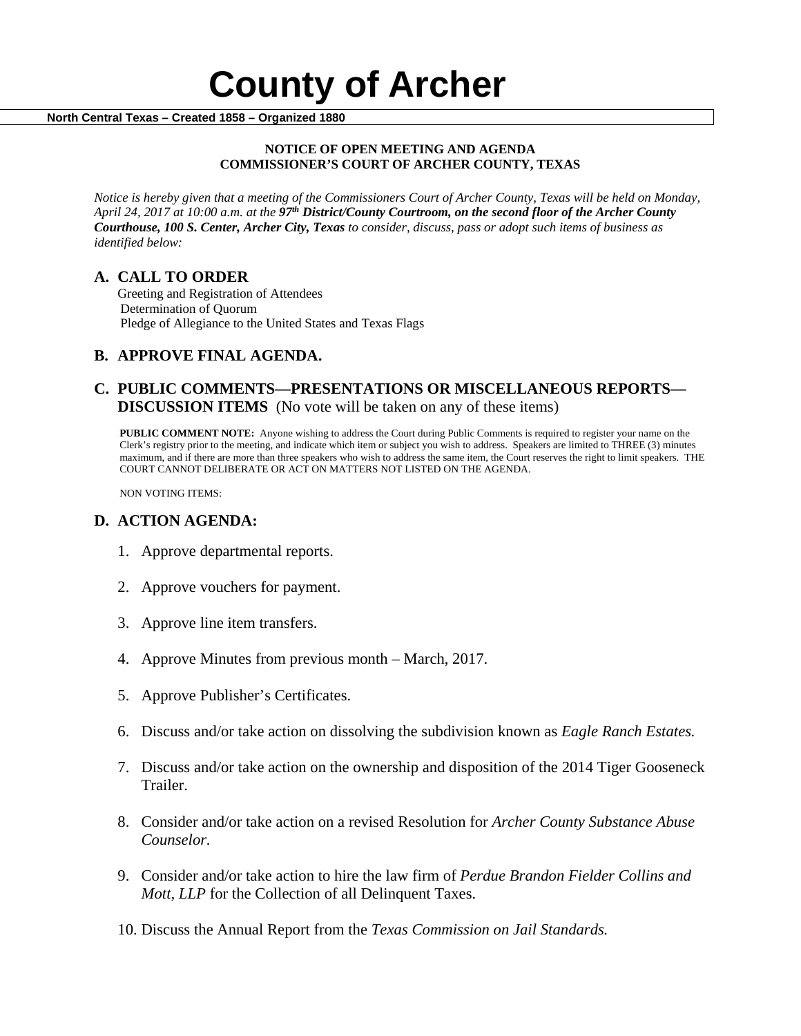# County of Archer

**North Central Texas – Created 1858 – Organized 1880**

**NOTICE OF OPEN MEETING AND AGENDA**
**COMMISSIONER'S COURT OF ARCHER COUNTY, TEXAS**

*Notice is hereby given that a meeting of the Commissioners Court of Archer County, Texas will be held on Monday, April 24, 2017 at 10:00 a.m. at the* ***97th District/County Courtroom, on the second floor of the Archer County Courthouse, 100 S. Center, Archer City, Texas*** *to consider, discuss, pass or adopt such items of business as identified below:*

## A. CALL TO ORDER

Greeting and Registration of Attendees
Determination of Quorum
Pledge of Allegiance to the United States and Texas Flags

## B. APPROVE FINAL AGENDA.

## C. PUBLIC COMMENTS—PRESENTATIONS OR MISCELLANEOUS REPORTS—DISCUSSION ITEMS (No vote will be taken on any of these items)

**PUBLIC COMMENT NOTE:** Anyone wishing to address the Court during Public Comments is required to register your name on the Clerk's registry prior to the meeting, and indicate which item or subject you wish to address. Speakers are limited to THREE (3) minutes maximum, and if there are more than three speakers who wish to address the same item, the Court reserves the right to limit speakers. THE COURT CANNOT DELIBERATE OR ACT ON MATTERS NOT LISTED ON THE AGENDA.

NON VOTING ITEMS:

## D. ACTION AGENDA:

1. Approve departmental reports.
2. Approve vouchers for payment.
3. Approve line item transfers.
4. Approve Minutes from previous month – March, 2017.
5. Approve Publisher's Certificates.
6. Discuss and/or take action on dissolving the subdivision known as *Eagle Ranch Estates.*
7. Discuss and/or take action on the ownership and disposition of the 2014 Tiger Gooseneck Trailer.
8. Consider and/or take action on a revised Resolution for *Archer County Substance Abuse Counselor.*
9. Consider and/or take action to hire the law firm of *Perdue Brandon Fielder Collins and Mott, LLP* for the Collection of all Delinquent Taxes.
10. Discuss the Annual Report from the *Texas Commission on Jail Standards.*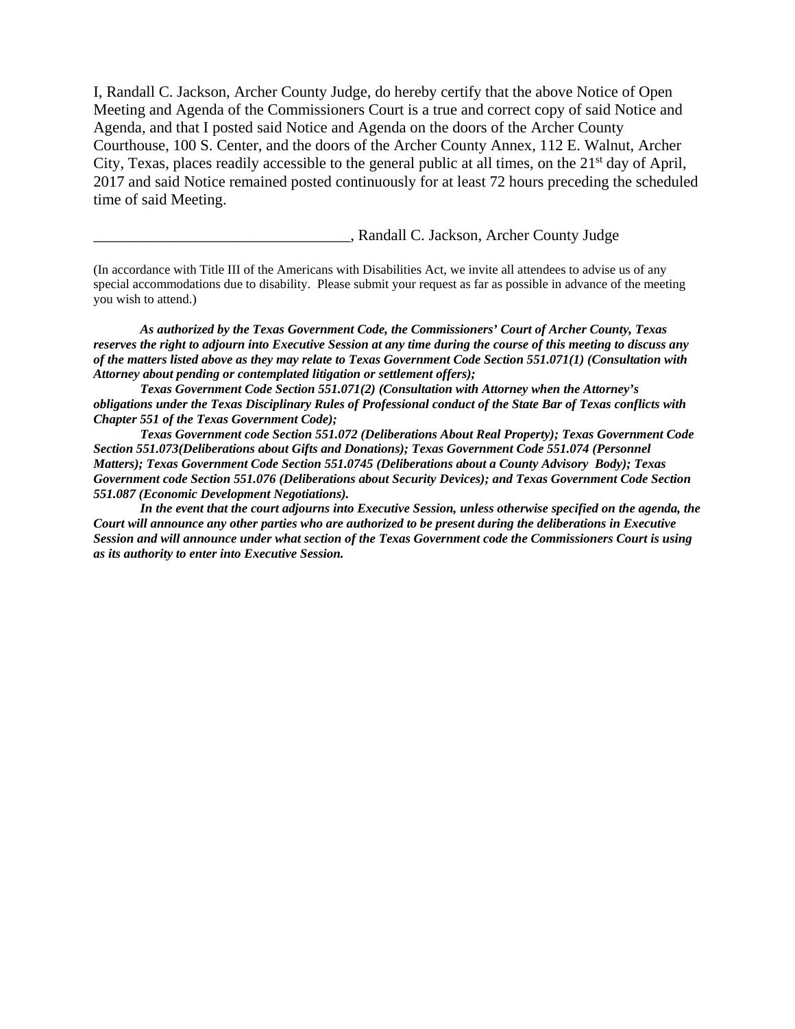I, Randall C. Jackson, Archer County Judge, do hereby certify that the above Notice of Open Meeting and Agenda of the Commissioners Court is a true and correct copy of said Notice and Agenda, and that I posted said Notice and Agenda on the doors of the Archer County Courthouse, 100 S. Center, and the doors of the Archer County Annex, 112 E. Walnut, Archer City, Texas, places readily accessible to the general public at all times, on the 21st day of April, 2017 and said Notice remained posted continuously for at least 72 hours preceding the scheduled time of said Meeting.

_________________________________, Randall C. Jackson, Archer County Judge

(In accordance with Title III of the Americans with Disabilities Act, we invite all attendees to advise us of any special accommodations due to disability. Please submit your request as far as possible in advance of the meeting you wish to attend.)

***As authorized by the Texas Government Code, the Commissioners' Court of Archer County, Texas reserves the right to adjourn into Executive Session at any time during the course of this meeting to discuss any of the matters listed above as they may relate to Texas Government Code Section 551.071(1) (Consultation with Attorney about pending or contemplated litigation or settlement offers);***

***Texas Government Code Section 551.071(2) (Consultation with Attorney when the Attorney's obligations under the Texas Disciplinary Rules of Professional conduct of the State Bar of Texas conflicts with Chapter 551 of the Texas Government Code);***

***Texas Government code Section 551.072 (Deliberations About Real Property); Texas Government Code Section 551.073(Deliberations about Gifts and Donations); Texas Government Code 551.074 (Personnel Matters); Texas Government Code Section 551.0745 (Deliberations about a County Advisory Body); Texas Government code Section 551.076 (Deliberations about Security Devices); and Texas Government Code Section 551.087 (Economic Development Negotiations).***

***In the event that the court adjourns into Executive Session, unless otherwise specified on the agenda, the Court will announce any other parties who are authorized to be present during the deliberations in Executive Session and will announce under what section of the Texas Government code the Commissioners Court is using as its authority to enter into Executive Session.***